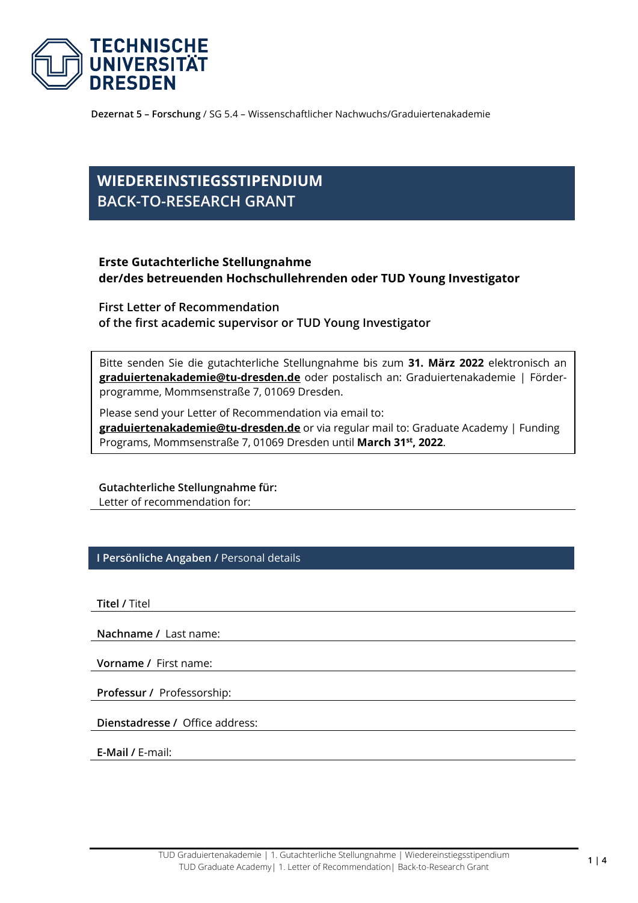TECHNISCHE UNIVERSITÄT DRESDEN

**Dezernat 5 – Forschung** / SG 5.4 – Wissenschaftlicher Nachwuchs/Graduiertenakademie

# WIEDEREINSTIEGSSTIPENDIUM
# BACK-TO-RESEARCH GRANT

### Erste Gutachterliche Stellungnahme der/des betreuenden Hochschullehrenden oder TUD Young Investigator

### First Letter of Recommendation of the first academic supervisor or TUD Young Investigator

Bitte senden Sie die gutachterliche Stellungnahme bis zum **31. März 2022** elektronisch an **graduiertenakademie@tu-dresden.de** oder postalisch an: Graduiertenakademie | Förderprogramme, Mommsenstraße 7, 01069 Dresden.

Please send your Letter of Recommendation via email to: **graduiertenakademie@tu-dresden.de** or via regular mail to: Graduate Academy | Funding Programs, Mommsenstraße 7, 01069 Dresden until **March 31st, 2022**.

**Gutachterliche Stellungnahme für:**
Letter of recommendation for:

## I Persönliche Angaben / Personal details

**Titel /** Titel

**Nachname /** Last name:

**Vorname /** First name:

**Professur /** Professorship:

**Dienstadresse /** Office address:

**E-Mail /** E-mail: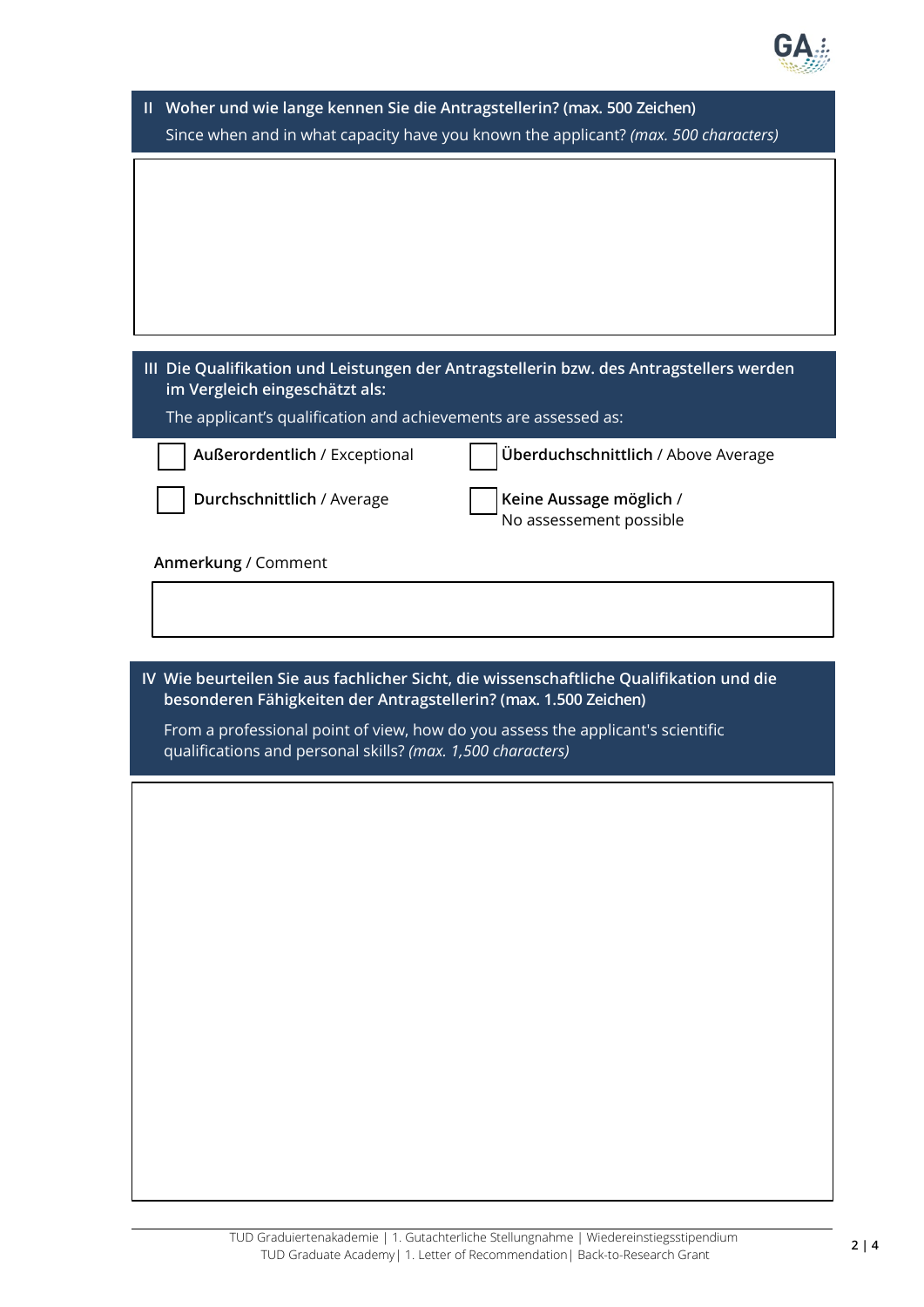## II Woher und wie lange kennen Sie die Antragstellerin? (max. 500 Zeichen)

Since when and in what capacity have you known the applicant? *(max. 500 characters)*

## III Die Qualifikation und Leistungen der Antragstellerin bzw. des Antragstellers werden im Vergleich eingeschätzt als:

The applicant's qualification and achievements are assessed as:

- ☐ **Außerordentlich** / Exceptional
- ☐ **Überduchschnittlich** / Above Average
- ☐ **Durchschnittlich** / Average
- ☐ **Keine Aussage möglich** / No assessement possible

**Anmerkung** / Comment

## IV Wie beurteilen Sie aus fachlicher Sicht, die wissenschaftliche Qualifikation und die besonderen Fähigkeiten der Antragstellerin? (max. 1.500 Zeichen)

From a professional point of view, how do you assess the applicant's scientific qualifications and personal skills? *(max. 1,500 characters)*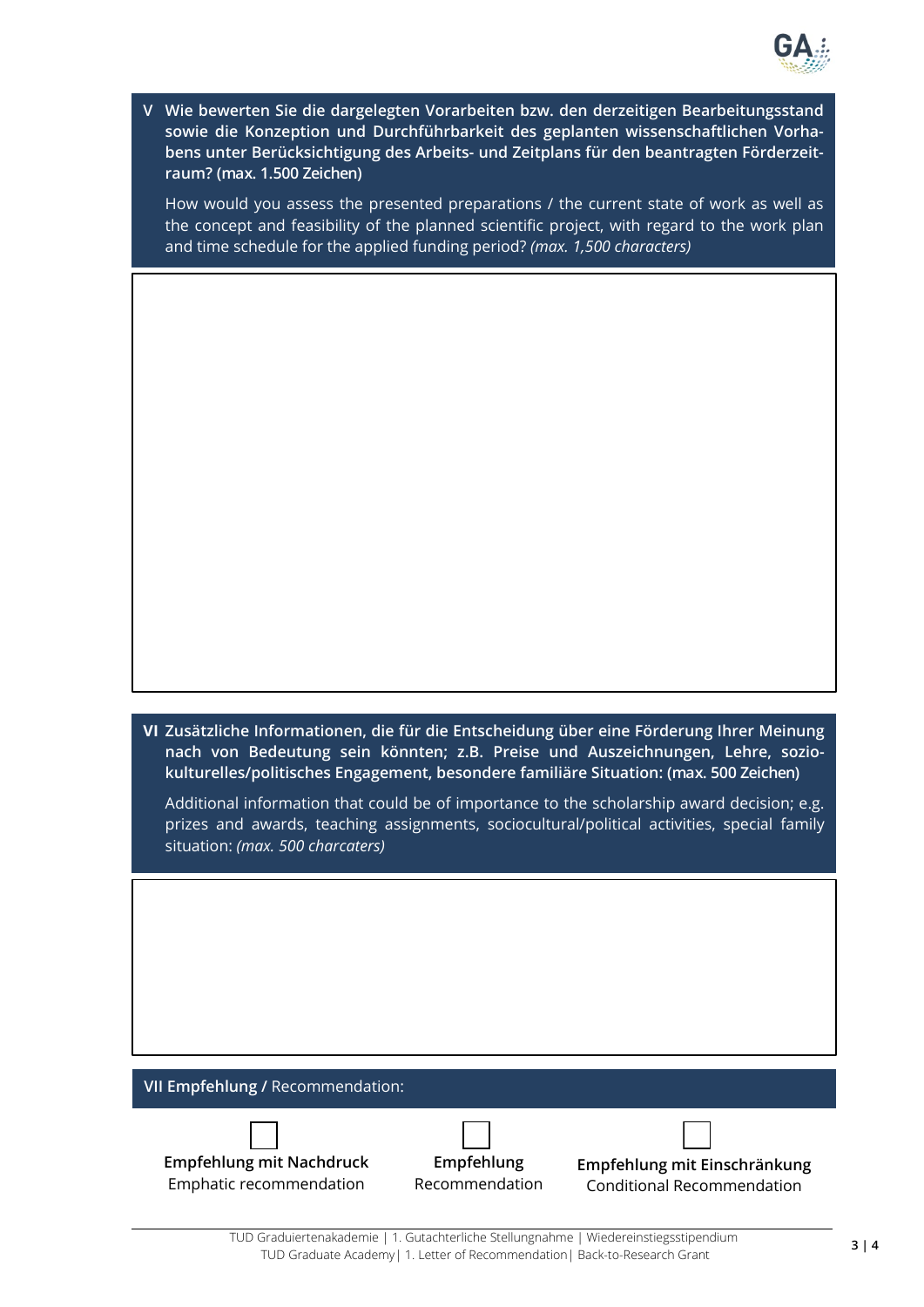## V Wie bewerten Sie die dargelegten Vorarbeiten bzw. den derzeitigen Bearbeitungsstand sowie die Konzeption und Durchführbarkeit des geplanten wissenschaftlichen Vorhabens unter Berücksichtigung des Arbeits- und Zeitplans für den beantragten Förderzeitraum? (max. 1.500 Zeichen)

How would you assess the presented preparations / the current state of work as well as the concept and feasibility of the planned scientific project, with regard to the work plan and time schedule for the applied funding period? *(max. 1,500 characters)*

## VI Zusätzliche Informationen, die für die Entscheidung über eine Förderung Ihrer Meinung nach von Bedeutung sein könnten; z.B. Preise und Auszeichnungen, Lehre, soziokulturelles/politisches Engagement, besondere familiäre Situation: (max. 500 Zeichen)

Additional information that could be of importance to the scholarship award decision; e.g. prizes and awards, teaching assignments, sociocultural/political activities, special family situation: *(max. 500 charcaters)*

## VII Empfehlung / Recommendation:

☐ **Empfehlung mit Nachdruck**
Emphatic recommendation

☐ **Empfehlung**
Recommendation

☐ **Empfehlung mit Einschränkung**
Conditional Recommendation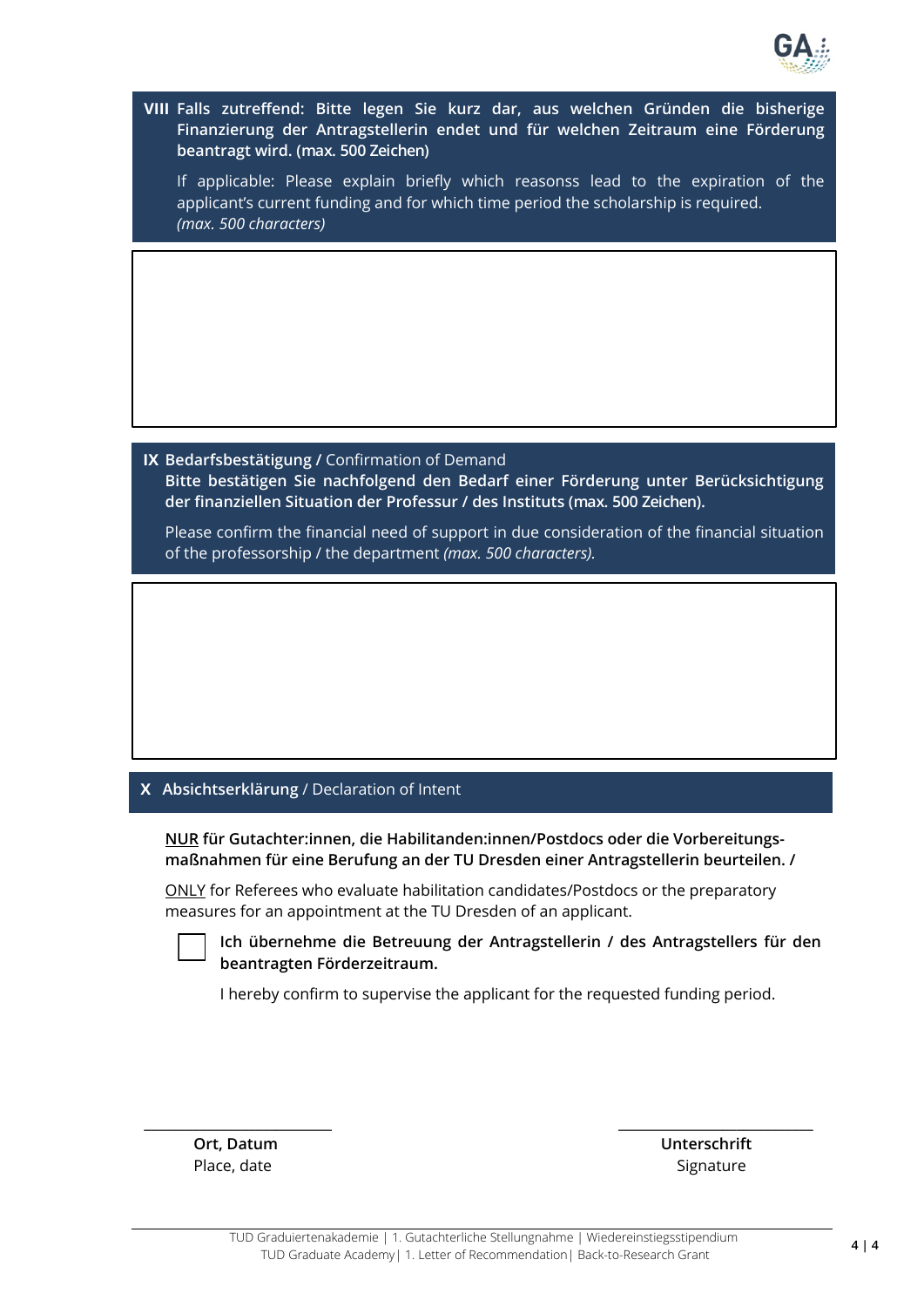## VIII Falls zutreffend: Bitte legen Sie kurz dar, aus welchen Gründen die bisherige Finanzierung der Antragstellerin endet und für welchen Zeitraum eine Förderung beantragt wird. (max. 500 Zeichen)

If applicable: Please explain briefly which reasonss lead to the expiration of the applicant's current funding and for which time period the scholarship is required. *(max. 500 characters)*

## IX Bedarfsbestätigung / Confirmation of Demand

**Bitte bestätigen Sie nachfolgend den Bedarf einer Förderung unter Berücksichtigung der finanziellen Situation der Professur / des Instituts (max. 500 Zeichen).**

Please confirm the financial need of support in due consideration of the financial situation of the professorship / the department *(max. 500 characters).*

## X Absichtserklärung / Declaration of Intent

**NUR für Gutachter:innen, die Habilitanden:innen/Postdocs oder die Vorbereitungs-maßnahmen für eine Berufung an der TU Dresden einer Antragstellerin beurteilen. /**

ONLY for Referees who evaluate habilitation candidates/Postdocs or the preparatory measures for an appointment at the TU Dresden of an applicant.

☐ **Ich übernehme die Betreuung der Antragstellerin / des Antragstellers für den beantragten Förderzeitraum.**

I hereby confirm to supervise the applicant for the requested funding period.

\_\_\_\_\_\_\_\_\_\_\_\_\_\_\_\_\_\_\_\_\_\_\_\_\_\_

**Ort, Datum**
Place, date

\_\_\_\_\_\_\_\_\_\_\_\_\_\_\_\_\_\_\_\_\_\_\_\_\_\_

**Unterschrift**
Signature